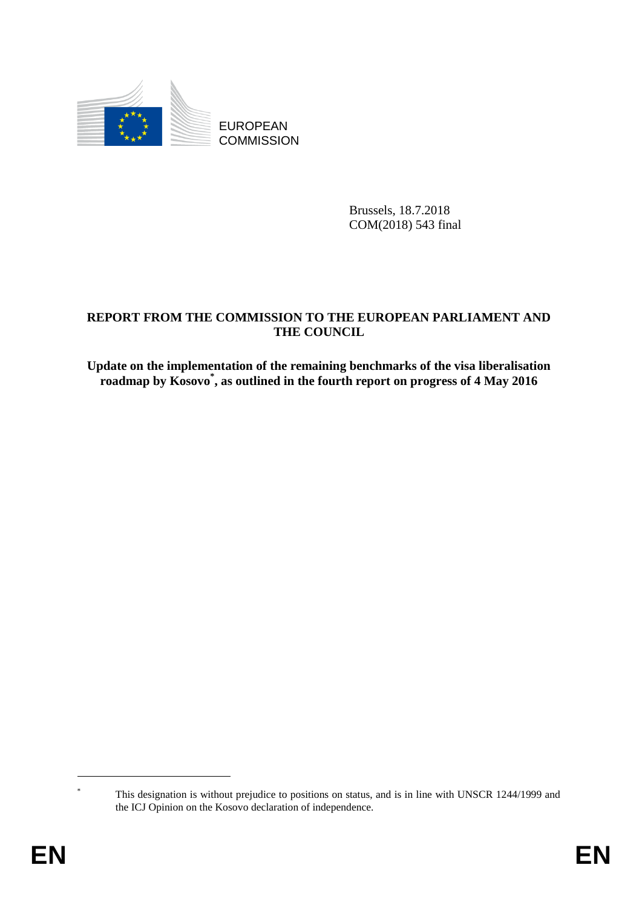EUROPEAN COMMISSION

Brussels, 18.7.2018
COM(2018) 543 final

# REPORT FROM THE COMMISSION TO THE EUROPEAN PARLIAMENT AND THE COUNCIL

## Update on the implementation of the remaining benchmarks of the visa liberalisation roadmap by Kosovo[*], as outlined in the fourth report on progress of 4 May 2016

---

[*] This designation is without prejudice to positions on status, and is in line with UNSCR 1244/1999 and the ICJ Opinion on the Kosovo declaration of independence.

EN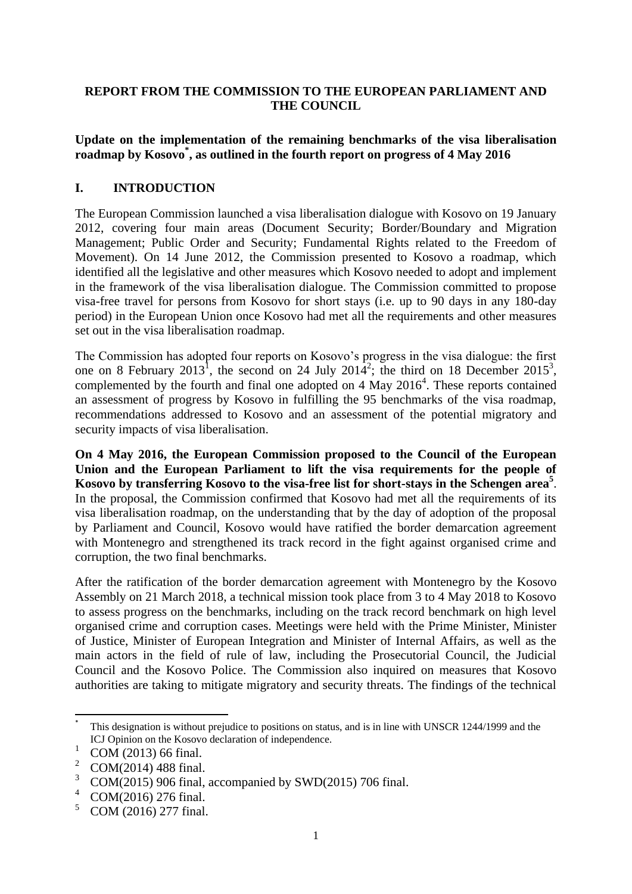**REPORT FROM THE COMMISSION TO THE EUROPEAN PARLIAMENT AND THE COUNCIL**

**Update on the implementation of the remaining benchmarks of the visa liberalisation roadmap by Kosovo[*], as outlined in the fourth report on progress of 4 May 2016**

## I. INTRODUCTION

The European Commission launched a visa liberalisation dialogue with Kosovo on 19 January 2012, covering four main areas (Document Security; Border/Boundary and Migration Management; Public Order and Security; Fundamental Rights related to the Freedom of Movement). On 14 June 2012, the Commission presented to Kosovo a roadmap, which identified all the legislative and other measures which Kosovo needed to adopt and implement in the framework of the visa liberalisation dialogue. The Commission committed to propose visa-free travel for persons from Kosovo for short stays (i.e. up to 90 days in any 180-day period) in the European Union once Kosovo had met all the requirements and other measures set out in the visa liberalisation roadmap.

The Commission has adopted four reports on Kosovo's progress in the visa dialogue: the first one on 8 February 2013[1], the second on 24 July 2014[2]; the third on 18 December 2015[3], complemented by the fourth and final one adopted on 4 May 2016[4]. These reports contained an assessment of progress by Kosovo in fulfilling the 95 benchmarks of the visa roadmap, recommendations addressed to Kosovo and an assessment of the potential migratory and security impacts of visa liberalisation.

**On 4 May 2016, the European Commission proposed to the Council of the European Union and the European Parliament to lift the visa requirements for the people of Kosovo by transferring Kosovo to the visa-free list for short-stays in the Schengen area[5]**. In the proposal, the Commission confirmed that Kosovo had met all the requirements of its visa liberalisation roadmap, on the understanding that by the day of adoption of the proposal by Parliament and Council, Kosovo would have ratified the border demarcation agreement with Montenegro and strengthened its track record in the fight against organised crime and corruption, the two final benchmarks.

After the ratification of the border demarcation agreement with Montenegro by the Kosovo Assembly on 21 March 2018, a technical mission took place from 3 to 4 May 2018 to Kosovo to assess progress on the benchmarks, including on the track record benchmark on high level organised crime and corruption cases. Meetings were held with the Prime Minister, Minister of Justice, Minister of European Integration and Minister of Internal Affairs, as well as the main actors in the field of rule of law, including the Prosecutorial Council, the Judicial Council and the Kosovo Police. The Commission also inquired on measures that Kosovo authorities are taking to mitigate migratory and security threats. The findings of the technical

---

[*] This designation is without prejudice to positions on status, and is in line with UNSCR 1244/1999 and the ICJ Opinion on the Kosovo declaration of independence.

[1] COM (2013) 66 final.

[2] COM(2014) 488 final.

[3] COM(2015) 906 final, accompanied by SWD(2015) 706 final.

[4] COM(2016) 276 final.

[5] COM (2016) 277 final.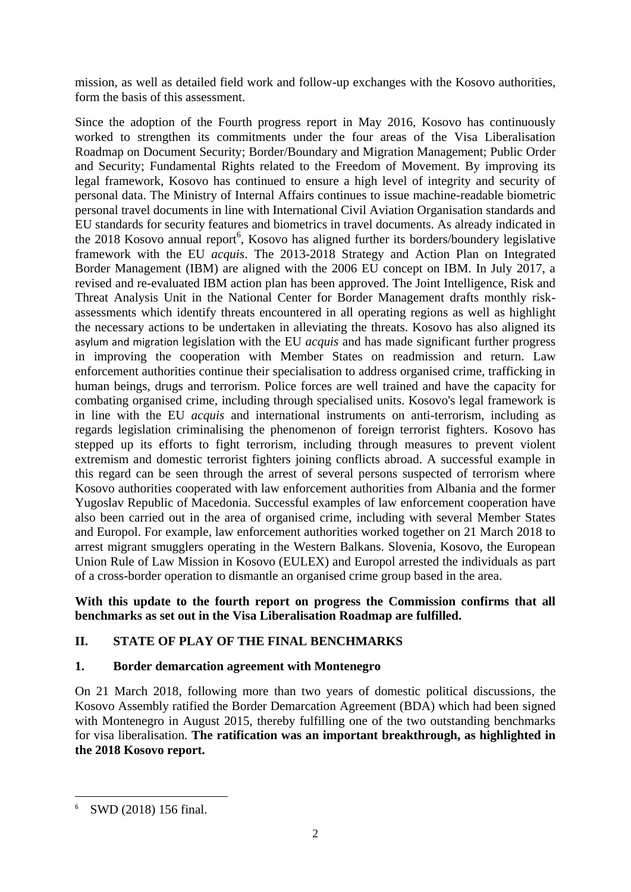mission, as well as detailed field work and follow-up exchanges with the Kosovo authorities, form the basis of this assessment.

Since the adoption of the Fourth progress report in May 2016, Kosovo has continuously worked to strengthen its commitments under the four areas of the Visa Liberalisation Roadmap on Document Security; Border/Boundary and Migration Management; Public Order and Security; Fundamental Rights related to the Freedom of Movement. By improving its legal framework, Kosovo has continued to ensure a high level of integrity and security of personal data. The Ministry of Internal Affairs continues to issue machine-readable biometric personal travel documents in line with International Civil Aviation Organisation standards and EU standards for security features and biometrics in travel documents. As already indicated in the 2018 Kosovo annual report[6], Kosovo has aligned further its borders/boundery legislative framework with the EU *acquis*. The 2013-2018 Strategy and Action Plan on Integrated Border Management (IBM) are aligned with the 2006 EU concept on IBM. In July 2017, a revised and re-evaluated IBM action plan has been approved. The Joint Intelligence, Risk and Threat Analysis Unit in the National Center for Border Management drafts monthly risk-assessments which identify threats encountered in all operating regions as well as highlight the necessary actions to be undertaken in alleviating the threats. Kosovo has also aligned its asylum and migration legislation with the EU *acquis* and has made significant further progress in improving the cooperation with Member States on readmission and return. Law enforcement authorities continue their specialisation to address organised crime, trafficking in human beings, drugs and terrorism. Police forces are well trained and have the capacity for combating organised crime, including through specialised units. Kosovo's legal framework is in line with the EU *acquis* and international instruments on anti-terrorism, including as regards legislation criminalising the phenomenon of foreign terrorist fighters. Kosovo has stepped up its efforts to fight terrorism, including through measures to prevent violent extremism and domestic terrorist fighters joining conflicts abroad. A successful example in this regard can be seen through the arrest of several persons suspected of terrorism where Kosovo authorities cooperated with law enforcement authorities from Albania and the former Yugoslav Republic of Macedonia. Successful examples of law enforcement cooperation have also been carried out in the area of organised crime, including with several Member States and Europol. For example, law enforcement authorities worked together on 21 March 2018 to arrest migrant smugglers operating in the Western Balkans. Slovenia, Kosovo, the European Union Rule of Law Mission in Kosovo (EULEX) and Europol arrested the individuals as part of a cross-border operation to dismantle an organised crime group based in the area.

**With this update to the fourth report on progress the Commission confirms that all benchmarks as set out in the Visa Liberalisation Roadmap are fulfilled.**

## II. STATE OF PLAY OF THE FINAL BENCHMARKS

### 1. Border demarcation agreement with Montenegro

On 21 March 2018, following more than two years of domestic political discussions, the Kosovo Assembly ratified the Border Demarcation Agreement (BDA) which had been signed with Montenegro in August 2015, thereby fulfilling one of the two outstanding benchmarks for visa liberalisation. **The ratification was an important breakthrough, as highlighted in the 2018 Kosovo report.**

---

[6] SWD (2018) 156 final.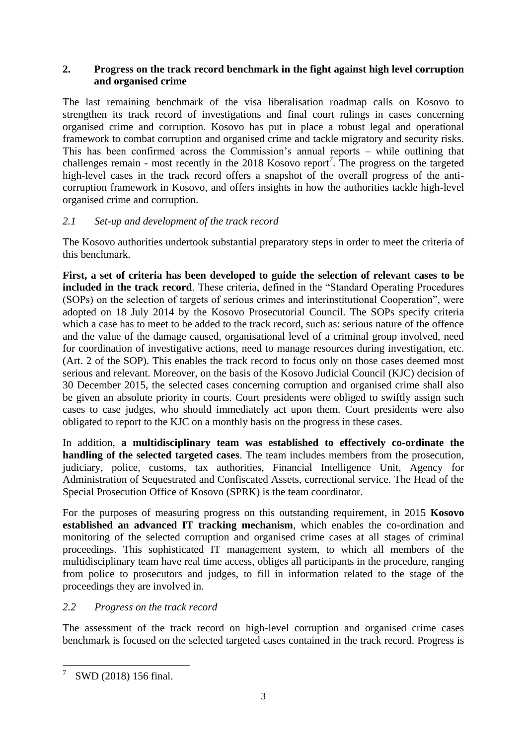## 2. Progress on the track record benchmark in the fight against high level corruption and organised crime

The last remaining benchmark of the visa liberalisation roadmap calls on Kosovo to strengthen its track record of investigations and final court rulings in cases concerning organised crime and corruption. Kosovo has put in place a robust legal and operational framework to combat corruption and organised crime and tackle migratory and security risks. This has been confirmed across the Commission's annual reports – while outlining that challenges remain - most recently in the 2018 Kosovo report[7]. The progress on the targeted high-level cases in the track record offers a snapshot of the overall progress of the anti-corruption framework in Kosovo, and offers insights in how the authorities tackle high-level organised crime and corruption.

### *2.1 Set-up and development of the track record*

The Kosovo authorities undertook substantial preparatory steps in order to meet the criteria of this benchmark.

**First, a set of criteria has been developed to guide the selection of relevant cases to be included in the track record**. These criteria, defined in the "Standard Operating Procedures (SOPs) on the selection of targets of serious crimes and interinstitutional Cooperation", were adopted on 18 July 2014 by the Kosovo Prosecutorial Council. The SOPs specify criteria which a case has to meet to be added to the track record, such as: serious nature of the offence and the value of the damage caused, organisational level of a criminal group involved, need for coordination of investigative actions, need to manage resources during investigation, etc. (Art. 2 of the SOP). This enables the track record to focus only on those cases deemed most serious and relevant. Moreover, on the basis of the Kosovo Judicial Council (KJC) decision of 30 December 2015, the selected cases concerning corruption and organised crime shall also be given an absolute priority in courts. Court presidents were obliged to swiftly assign such cases to case judges, who should immediately act upon them. Court presidents were also obligated to report to the KJC on a monthly basis on the progress in these cases.

In addition, **a multidisciplinary team was established to effectively co-ordinate the handling of the selected targeted cases**. The team includes members from the prosecution, judiciary, police, customs, tax authorities, Financial Intelligence Unit, Agency for Administration of Sequestrated and Confiscated Assets, correctional service. The Head of the Special Prosecution Office of Kosovo (SPRK) is the team coordinator.

For the purposes of measuring progress on this outstanding requirement, in 2015 **Kosovo established an advanced IT tracking mechanism**, which enables the co-ordination and monitoring of the selected corruption and organised crime cases at all stages of criminal proceedings. This sophisticated IT management system, to which all members of the multidisciplinary team have real time access, obliges all participants in the procedure, ranging from police to prosecutors and judges, to fill in information related to the stage of the proceedings they are involved in.

### *2.2 Progress on the track record*

The assessment of the track record on high-level corruption and organised crime cases benchmark is focused on the selected targeted cases contained in the track record. Progress is

[7] SWD (2018) 156 final.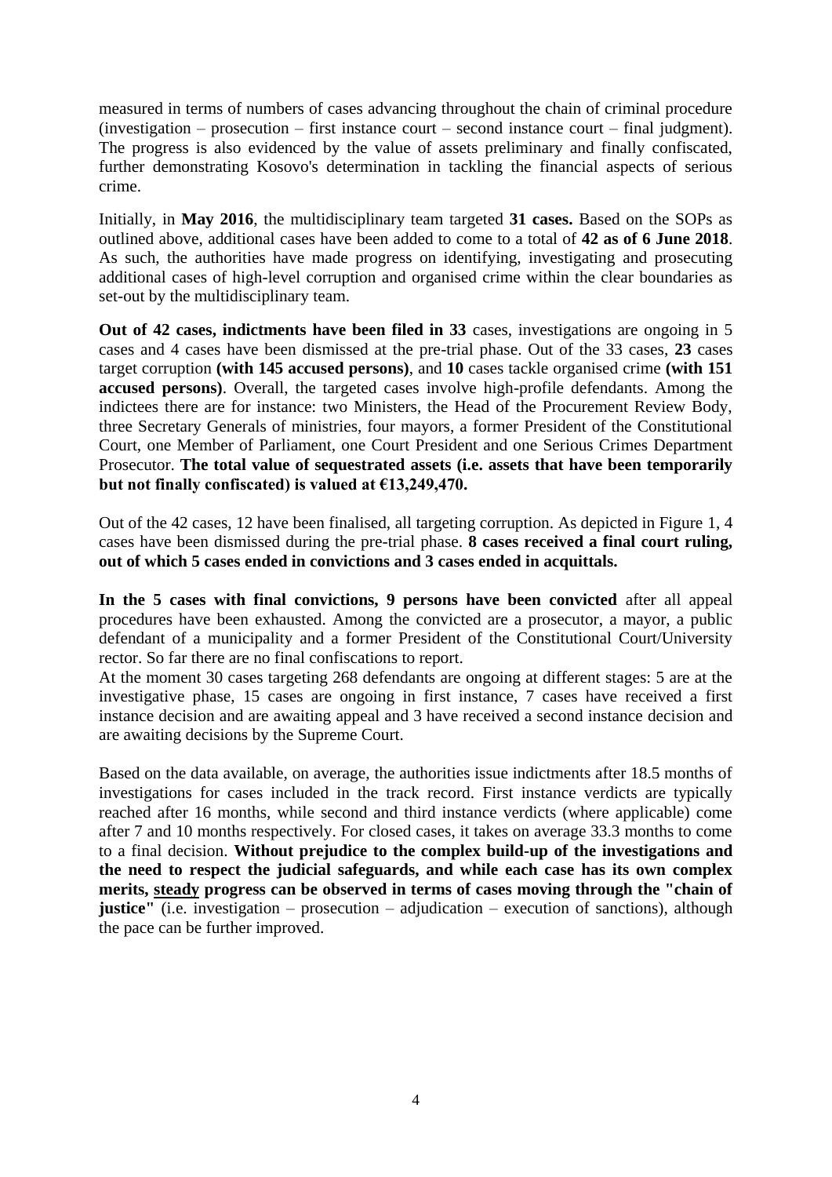measured in terms of numbers of cases advancing throughout the chain of criminal procedure (investigation – prosecution – first instance court – second instance court – final judgment). The progress is also evidenced by the value of assets preliminary and finally confiscated, further demonstrating Kosovo's determination in tackling the financial aspects of serious crime.

Initially, in **May 2016**, the multidisciplinary team targeted **31 cases.** Based on the SOPs as outlined above, additional cases have been added to come to a total of **42 as of 6 June 2018**. As such, the authorities have made progress on identifying, investigating and prosecuting additional cases of high-level corruption and organised crime within the clear boundaries as set-out by the multidisciplinary team.

**Out of 42 cases, indictments have been filed in 33** cases, investigations are ongoing in 5 cases and 4 cases have been dismissed at the pre-trial phase. Out of the 33 cases, **23** cases target corruption **(with 145 accused persons)**, and **10** cases tackle organised crime **(with 151 accused persons)**. Overall, the targeted cases involve high-profile defendants. Among the indictees there are for instance: two Ministers, the Head of the Procurement Review Body, three Secretary Generals of ministries, four mayors, a former President of the Constitutional Court, one Member of Parliament, one Court President and one Serious Crimes Department Prosecutor. **The total value of sequestrated assets (i.e. assets that have been temporarily but not finally confiscated) is valued at €13,249,470.**

Out of the 42 cases, 12 have been finalised, all targeting corruption. As depicted in Figure 1, 4 cases have been dismissed during the pre-trial phase. **8 cases received a final court ruling, out of which 5 cases ended in convictions and 3 cases ended in acquittals.**

**In the 5 cases with final convictions, 9 persons have been convicted** after all appeal procedures have been exhausted. Among the convicted are a prosecutor, a mayor, a public defendant of a municipality and a former President of the Constitutional Court/University rector. So far there are no final confiscations to report.

At the moment 30 cases targeting 268 defendants are ongoing at different stages: 5 are at the investigative phase, 15 cases are ongoing in first instance, 7 cases have received a first instance decision and are awaiting appeal and 3 have received a second instance decision and are awaiting decisions by the Supreme Court.

Based on the data available, on average, the authorities issue indictments after 18.5 months of investigations for cases included in the track record. First instance verdicts are typically reached after 16 months, while second and third instance verdicts (where applicable) come after 7 and 10 months respectively. For closed cases, it takes on average 33.3 months to come to a final decision. **Without prejudice to the complex build-up of the investigations and the need to respect the judicial safeguards, and while each case has its own complex merits, <u>steady</u> progress can be observed in terms of cases moving through the "chain of justice"** (i.e. investigation – prosecution – adjudication – execution of sanctions), although the pace can be further improved.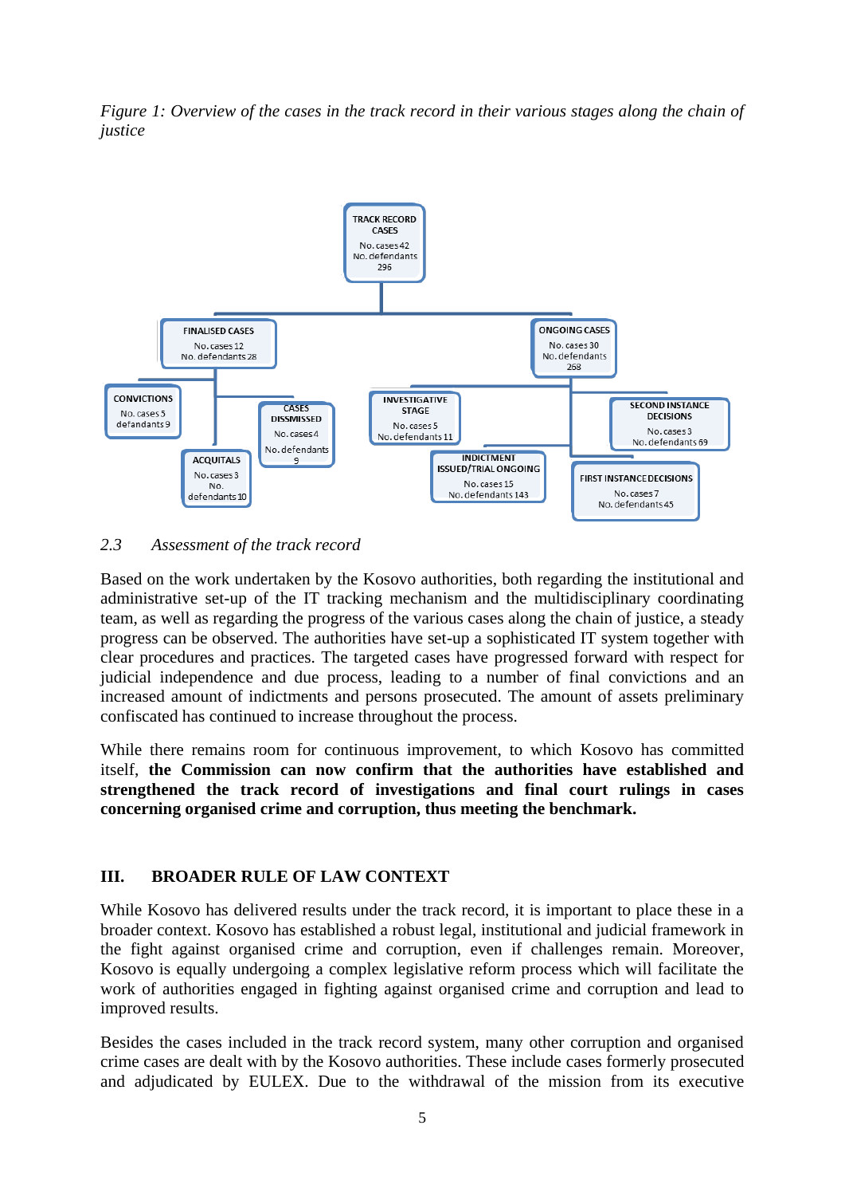*Figure 1: Overview of the cases in the track record in their various stages along the chain of justice*

TRACK RECORD CASES
No. cases 42
No. defendants 296

FINALISED CASES
No. cases 12
No. defendants 28

ONGOING CASES
No. cases 30
No. defendants 268

CONVICTIONS
No. cases 5
defandants 9

CASES DISSMISSED
No. cases 4
No. defendants 9

ACQUITALS
No. cases 3
No. defendants 10

INVESTIGATIVE STAGE
No. cases 5
No. defendants 11

INDICTMENT ISSUED/TRIAL ONGOING
No. cases 15
No. defendants 143

SECOND INSTANCE DECISIONS
No. cases 3
No. defendants 69

FIRST INSTANCE DECISIONS
No. cases 7
No. defendants 45

### 2.3 *Assessment of the track record*

Based on the work undertaken by the Kosovo authorities, both regarding the institutional and administrative set-up of the IT tracking mechanism and the multidisciplinary coordinating team, as well as regarding the progress of the various cases along the chain of justice, a steady progress can be observed. The authorities have set-up a sophisticated IT system together with clear procedures and practices. The targeted cases have progressed forward with respect for judicial independence and due process, leading to a number of final convictions and an increased amount of indictments and persons prosecuted. The amount of assets preliminary confiscated has continued to increase throughout the process.

While there remains room for continuous improvement, to which Kosovo has committed itself, **the Commission can now confirm that the authorities have established and strengthened the track record of investigations and final court rulings in cases concerning organised crime and corruption, thus meeting the benchmark.**

## III. BROADER RULE OF LAW CONTEXT

While Kosovo has delivered results under the track record, it is important to place these in a broader context. Kosovo has established a robust legal, institutional and judicial framework in the fight against organised crime and corruption, even if challenges remain. Moreover, Kosovo is equally undergoing a complex legislative reform process which will facilitate the work of authorities engaged in fighting against organised crime and corruption and lead to improved results.

Besides the cases included in the track record system, many other corruption and organised crime cases are dealt with by the Kosovo authorities. These include cases formerly prosecuted and adjudicated by EULEX. Due to the withdrawal of the mission from its executive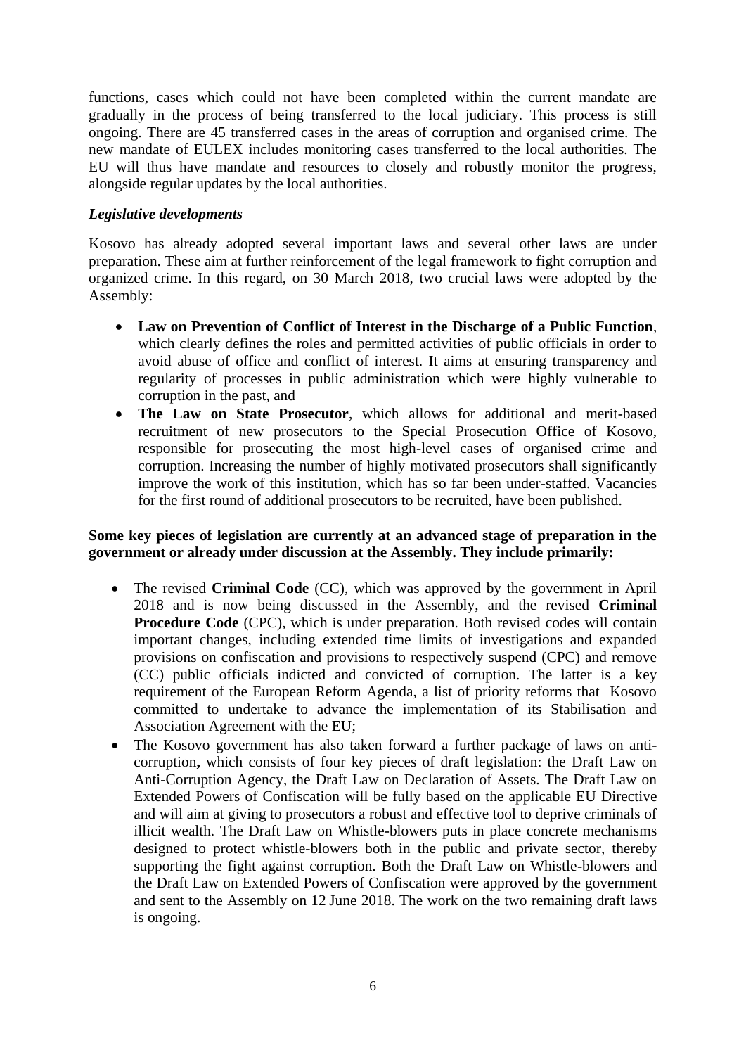functions, cases which could not have been completed within the current mandate are gradually in the process of being transferred to the local judiciary. This process is still ongoing. There are 45 transferred cases in the areas of corruption and organised crime. The new mandate of EULEX includes monitoring cases transferred to the local authorities. The EU will thus have mandate and resources to closely and robustly monitor the progress, alongside regular updates by the local authorities.

### *Legislative developments*

Kosovo has already adopted several important laws and several other laws are under preparation. These aim at further reinforcement of the legal framework to fight corruption and organized crime. In this regard, on 30 March 2018, two crucial laws were adopted by the Assembly:

- **Law on Prevention of Conflict of Interest in the Discharge of a Public Function**, which clearly defines the roles and permitted activities of public officials in order to avoid abuse of office and conflict of interest. It aims at ensuring transparency and regularity of processes in public administration which were highly vulnerable to corruption in the past, and
- **The Law on State Prosecutor**, which allows for additional and merit-based recruitment of new prosecutors to the Special Prosecution Office of Kosovo, responsible for prosecuting the most high-level cases of organised crime and corruption. Increasing the number of highly motivated prosecutors shall significantly improve the work of this institution, which has so far been under-staffed. Vacancies for the first round of additional prosecutors to be recruited, have been published.

**Some key pieces of legislation are currently at an advanced stage of preparation in the government or already under discussion at the Assembly. They include primarily:**

- The revised **Criminal Code** (CC), which was approved by the government in April 2018 and is now being discussed in the Assembly, and the revised **Criminal Procedure Code** (CPC), which is under preparation. Both revised codes will contain important changes, including extended time limits of investigations and expanded provisions on confiscation and provisions to respectively suspend (CPC) and remove (CC) public officials indicted and convicted of corruption. The latter is a key requirement of the European Reform Agenda, a list of priority reforms that Kosovo committed to undertake to advance the implementation of its Stabilisation and Association Agreement with the EU;
- The Kosovo government has also taken forward a further package of laws on anti-corruption**,** which consists of four key pieces of draft legislation: the Draft Law on Anti-Corruption Agency, the Draft Law on Declaration of Assets. The Draft Law on Extended Powers of Confiscation will be fully based on the applicable EU Directive and will aim at giving to prosecutors a robust and effective tool to deprive criminals of illicit wealth. The Draft Law on Whistle-blowers puts in place concrete mechanisms designed to protect whistle-blowers both in the public and private sector, thereby supporting the fight against corruption. Both the Draft Law on Whistle-blowers and the Draft Law on Extended Powers of Confiscation were approved by the government and sent to the Assembly on 12 June 2018. The work on the two remaining draft laws is ongoing.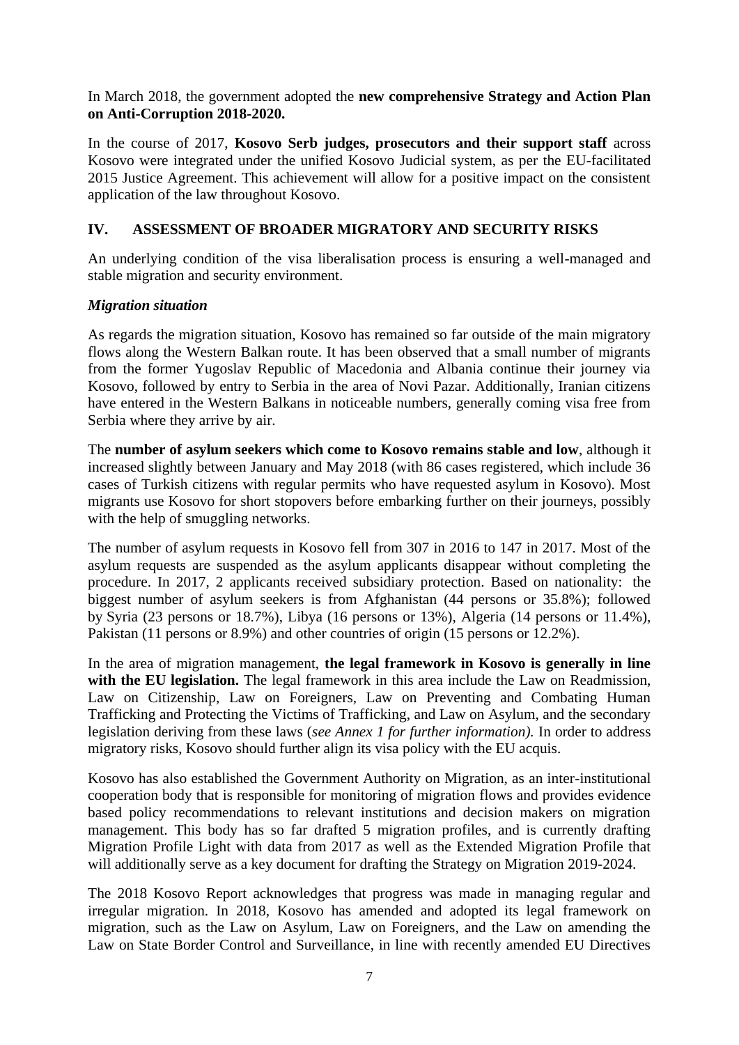In March 2018, the government adopted the **new comprehensive Strategy and Action Plan on Anti-Corruption 2018-2020.**

In the course of 2017, **Kosovo Serb judges, prosecutors and their support staff** across Kosovo were integrated under the unified Kosovo Judicial system, as per the EU-facilitated 2015 Justice Agreement. This achievement will allow for a positive impact on the consistent application of the law throughout Kosovo.

## IV. ASSESSMENT OF BROADER MIGRATORY AND SECURITY RISKS

An underlying condition of the visa liberalisation process is ensuring a well-managed and stable migration and security environment.

### *Migration situation*

As regards the migration situation, Kosovo has remained so far outside of the main migratory flows along the Western Balkan route. It has been observed that a small number of migrants from the former Yugoslav Republic of Macedonia and Albania continue their journey via Kosovo, followed by entry to Serbia in the area of Novi Pazar. Additionally, Iranian citizens have entered in the Western Balkans in noticeable numbers, generally coming visa free from Serbia where they arrive by air.

The **number of asylum seekers which come to Kosovo remains stable and low**, although it increased slightly between January and May 2018 (with 86 cases registered, which include 36 cases of Turkish citizens with regular permits who have requested asylum in Kosovo). Most migrants use Kosovo for short stopovers before embarking further on their journeys, possibly with the help of smuggling networks.

The number of asylum requests in Kosovo fell from 307 in 2016 to 147 in 2017. Most of the asylum requests are suspended as the asylum applicants disappear without completing the procedure. In 2017, 2 applicants received subsidiary protection. Based on nationality: the biggest number of asylum seekers is from Afghanistan (44 persons or 35.8%); followed by Syria (23 persons or 18.7%), Libya (16 persons or 13%), Algeria (14 persons or 11.4%), Pakistan (11 persons or 8.9%) and other countries of origin (15 persons or 12.2%).

In the area of migration management, **the legal framework in Kosovo is generally in line with the EU legislation.** The legal framework in this area include the Law on Readmission, Law on Citizenship, Law on Foreigners, Law on Preventing and Combating Human Trafficking and Protecting the Victims of Trafficking, and Law on Asylum, and the secondary legislation deriving from these laws (*see Annex 1 for further information).* In order to address migratory risks, Kosovo should further align its visa policy with the EU acquis.

Kosovo has also established the Government Authority on Migration, as an inter-institutional cooperation body that is responsible for monitoring of migration flows and provides evidence based policy recommendations to relevant institutions and decision makers on migration management. This body has so far drafted 5 migration profiles, and is currently drafting Migration Profile Light with data from 2017 as well as the Extended Migration Profile that will additionally serve as a key document for drafting the Strategy on Migration 2019-2024.

The 2018 Kosovo Report acknowledges that progress was made in managing regular and irregular migration. In 2018, Kosovo has amended and adopted its legal framework on migration, such as the Law on Asylum, Law on Foreigners, and the Law on amending the Law on State Border Control and Surveillance, in line with recently amended EU Directives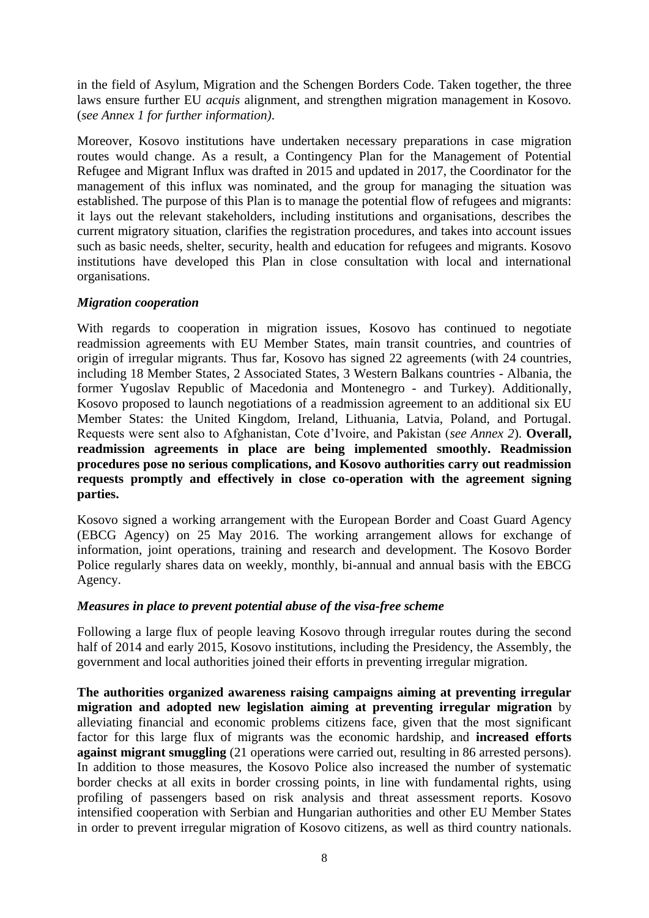in the field of Asylum, Migration and the Schengen Borders Code. Taken together, the three laws ensure further EU *acquis* alignment, and strengthen migration management in Kosovo. (*see Annex 1 for further information)*.

Moreover, Kosovo institutions have undertaken necessary preparations in case migration routes would change. As a result, a Contingency Plan for the Management of Potential Refugee and Migrant Influx was drafted in 2015 and updated in 2017, the Coordinator for the management of this influx was nominated, and the group for managing the situation was established. The purpose of this Plan is to manage the potential flow of refugees and migrants: it lays out the relevant stakeholders, including institutions and organisations, describes the current migratory situation, clarifies the registration procedures, and takes into account issues such as basic needs, shelter, security, health and education for refugees and migrants. Kosovo institutions have developed this Plan in close consultation with local and international organisations.

***Migration cooperation***

With regards to cooperation in migration issues, Kosovo has continued to negotiate readmission agreements with EU Member States, main transit countries, and countries of origin of irregular migrants. Thus far, Kosovo has signed 22 agreements (with 24 countries, including 18 Member States, 2 Associated States, 3 Western Balkans countries - Albania, the former Yugoslav Republic of Macedonia and Montenegro - and Turkey). Additionally, Kosovo proposed to launch negotiations of a readmission agreement to an additional six EU Member States: the United Kingdom, Ireland, Lithuania, Latvia, Poland, and Portugal. Requests were sent also to Afghanistan, Cote d'Ivoire, and Pakistan (*see Annex 2*). **Overall, readmission agreements in place are being implemented smoothly. Readmission procedures pose no serious complications, and Kosovo authorities carry out readmission requests promptly and effectively in close co-operation with the agreement signing parties.**

Kosovo signed a working arrangement with the European Border and Coast Guard Agency (EBCG Agency) on 25 May 2016. The working arrangement allows for exchange of information, joint operations, training and research and development. The Kosovo Border Police regularly shares data on weekly, monthly, bi-annual and annual basis with the EBCG Agency.

***Measures in place to prevent potential abuse of the visa-free scheme***

Following a large flux of people leaving Kosovo through irregular routes during the second half of 2014 and early 2015, Kosovo institutions, including the Presidency, the Assembly, the government and local authorities joined their efforts in preventing irregular migration.

**The authorities organized awareness raising campaigns aiming at preventing irregular migration and adopted new legislation aiming at preventing irregular migration** by alleviating financial and economic problems citizens face, given that the most significant factor for this large flux of migrants was the economic hardship, and **increased efforts against migrant smuggling** (21 operations were carried out, resulting in 86 arrested persons). In addition to those measures, the Kosovo Police also increased the number of systematic border checks at all exits in border crossing points, in line with fundamental rights, using profiling of passengers based on risk analysis and threat assessment reports. Kosovo intensified cooperation with Serbian and Hungarian authorities and other EU Member States in order to prevent irregular migration of Kosovo citizens, as well as third country nationals.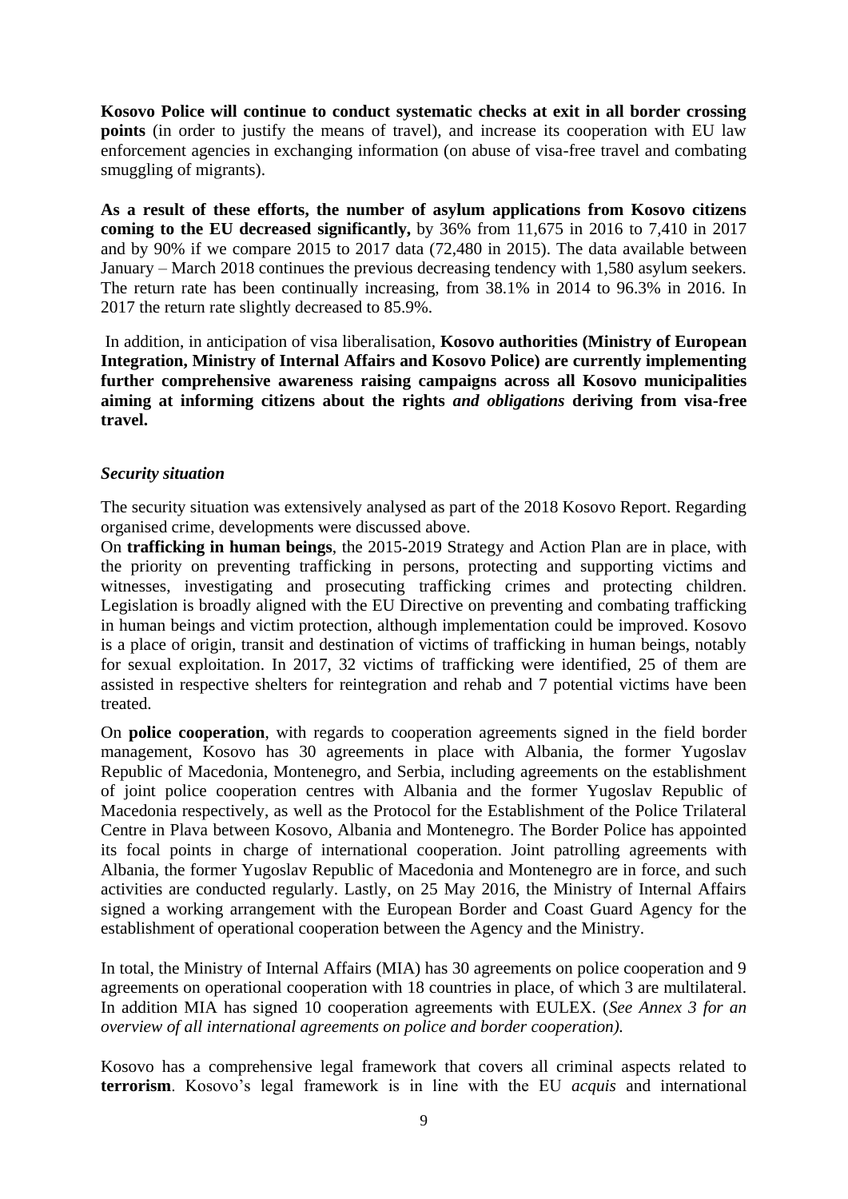**Kosovo Police will continue to conduct systematic checks at exit in all border crossing points** (in order to justify the means of travel), and increase its cooperation with EU law enforcement agencies in exchanging information (on abuse of visa-free travel and combating smuggling of migrants).

**As a result of these efforts, the number of asylum applications from Kosovo citizens coming to the EU decreased significantly,** by 36% from 11,675 in 2016 to 7,410 in 2017 and by 90% if we compare 2015 to 2017 data (72,480 in 2015). The data available between January – March 2018 continues the previous decreasing tendency with 1,580 asylum seekers. The return rate has been continually increasing, from 38.1% in 2014 to 96.3% in 2016. In 2017 the return rate slightly decreased to 85.9%.

In addition, in anticipation of visa liberalisation, **Kosovo authorities (Ministry of European Integration, Ministry of Internal Affairs and Kosovo Police) are currently implementing further comprehensive awareness raising campaigns across all Kosovo municipalities aiming at informing citizens about the rights *and obligations* deriving from visa-free travel.**

***Security situation***

The security situation was extensively analysed as part of the 2018 Kosovo Report. Regarding organised crime, developments were discussed above.

On **trafficking in human beings**, the 2015-2019 Strategy and Action Plan are in place, with the priority on preventing trafficking in persons, protecting and supporting victims and witnesses, investigating and prosecuting trafficking crimes and protecting children. Legislation is broadly aligned with the EU Directive on preventing and combating trafficking in human beings and victim protection, although implementation could be improved. Kosovo is a place of origin, transit and destination of victims of trafficking in human beings, notably for sexual exploitation. In 2017, 32 victims of trafficking were identified, 25 of them are assisted in respective shelters for reintegration and rehab and 7 potential victims have been treated.

On **police cooperation**, with regards to cooperation agreements signed in the field border management, Kosovo has 30 agreements in place with Albania, the former Yugoslav Republic of Macedonia, Montenegro, and Serbia, including agreements on the establishment of joint police cooperation centres with Albania and the former Yugoslav Republic of Macedonia respectively, as well as the Protocol for the Establishment of the Police Trilateral Centre in Plava between Kosovo, Albania and Montenegro. The Border Police has appointed its focal points in charge of international cooperation. Joint patrolling agreements with Albania, the former Yugoslav Republic of Macedonia and Montenegro are in force, and such activities are conducted regularly. Lastly, on 25 May 2016, the Ministry of Internal Affairs signed a working arrangement with the European Border and Coast Guard Agency for the establishment of operational cooperation between the Agency and the Ministry.

In total, the Ministry of Internal Affairs (MIA) has 30 agreements on police cooperation and 9 agreements on operational cooperation with 18 countries in place, of which 3 are multilateral. In addition MIA has signed 10 cooperation agreements with EULEX. (*See Annex 3 for an overview of all international agreements on police and border cooperation).*

Kosovo has a comprehensive legal framework that covers all criminal aspects related to **terrorism**. Kosovo's legal framework is in line with the EU *acquis* and international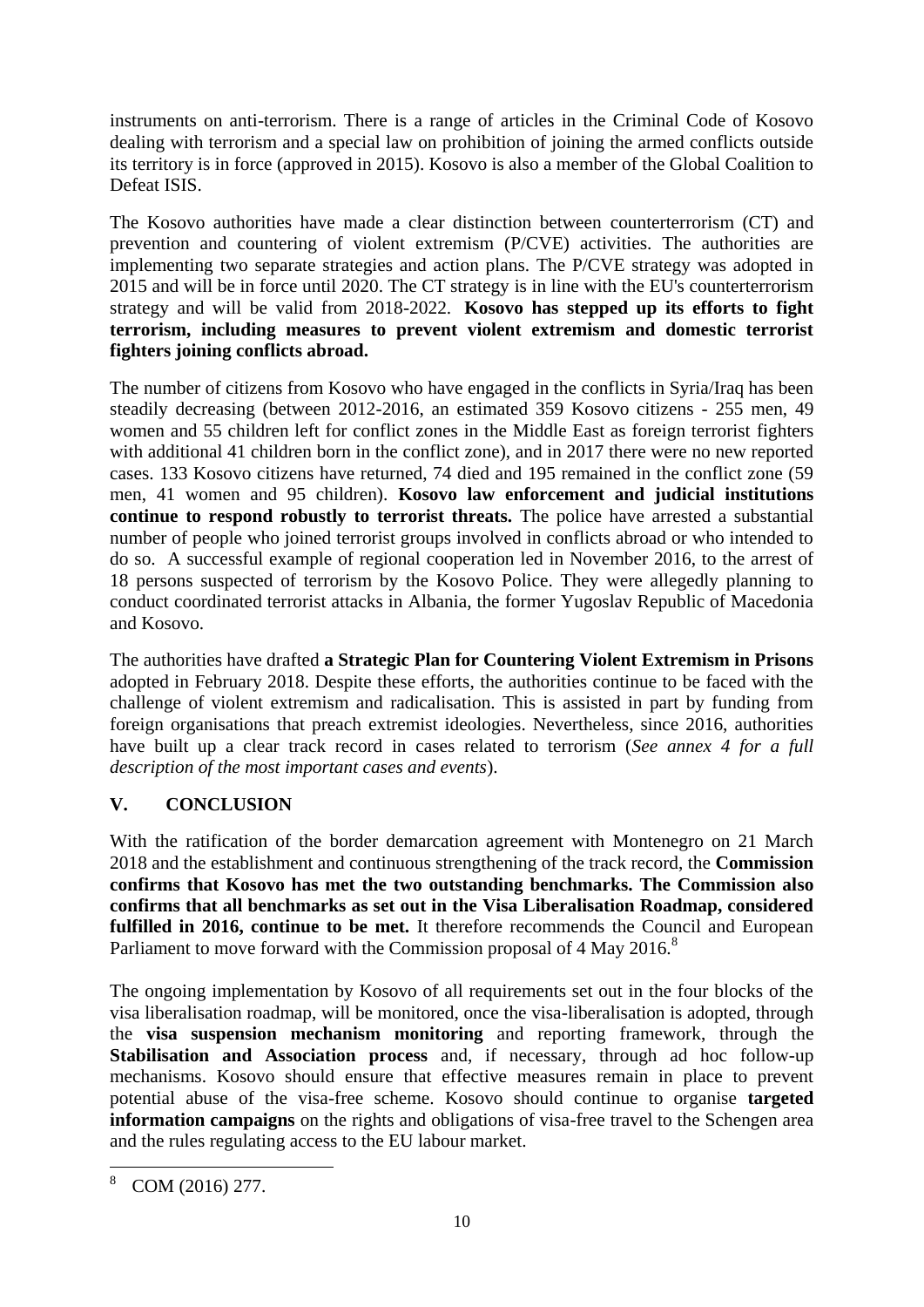instruments on anti-terrorism. There is a range of articles in the Criminal Code of Kosovo dealing with terrorism and a special law on prohibition of joining the armed conflicts outside its territory is in force (approved in 2015). Kosovo is also a member of the Global Coalition to Defeat ISIS.

The Kosovo authorities have made a clear distinction between counterterrorism (CT) and prevention and countering of violent extremism (P/CVE) activities. The authorities are implementing two separate strategies and action plans. The P/CVE strategy was adopted in 2015 and will be in force until 2020. The CT strategy is in line with the EU's counterterrorism strategy and will be valid from 2018-2022. **Kosovo has stepped up its efforts to fight terrorism, including measures to prevent violent extremism and domestic terrorist fighters joining conflicts abroad.**

The number of citizens from Kosovo who have engaged in the conflicts in Syria/Iraq has been steadily decreasing (between 2012-2016, an estimated 359 Kosovo citizens - 255 men, 49 women and 55 children left for conflict zones in the Middle East as foreign terrorist fighters with additional 41 children born in the conflict zone), and in 2017 there were no new reported cases. 133 Kosovo citizens have returned, 74 died and 195 remained in the conflict zone (59 men, 41 women and 95 children). **Kosovo law enforcement and judicial institutions continue to respond robustly to terrorist threats.** The police have arrested a substantial number of people who joined terrorist groups involved in conflicts abroad or who intended to do so. A successful example of regional cooperation led in November 2016, to the arrest of 18 persons suspected of terrorism by the Kosovo Police. They were allegedly planning to conduct coordinated terrorist attacks in Albania, the former Yugoslav Republic of Macedonia and Kosovo.

The authorities have drafted **a Strategic Plan for Countering Violent Extremism in Prisons** adopted in February 2018. Despite these efforts, the authorities continue to be faced with the challenge of violent extremism and radicalisation. This is assisted in part by funding from foreign organisations that preach extremist ideologies. Nevertheless, since 2016, authorities have built up a clear track record in cases related to terrorism (*See annex 4 for a full description of the most important cases and events*).

## V. CONCLUSION

With the ratification of the border demarcation agreement with Montenegro on 21 March 2018 and the establishment and continuous strengthening of the track record, the **Commission confirms that Kosovo has met the two outstanding benchmarks. The Commission also confirms that all benchmarks as set out in the Visa Liberalisation Roadmap, considered fulfilled in 2016, continue to be met.** It therefore recommends the Council and European Parliament to move forward with the Commission proposal of 4 May 2016.[8]

The ongoing implementation by Kosovo of all requirements set out in the four blocks of the visa liberalisation roadmap, will be monitored, once the visa-liberalisation is adopted, through the **visa suspension mechanism monitoring** and reporting framework, through the **Stabilisation and Association process** and, if necessary, through ad hoc follow-up mechanisms. Kosovo should ensure that effective measures remain in place to prevent potential abuse of the visa-free scheme. Kosovo should continue to organise **targeted information campaigns** on the rights and obligations of visa-free travel to the Schengen area and the rules regulating access to the EU labour market.

[8] COM (2016) 277.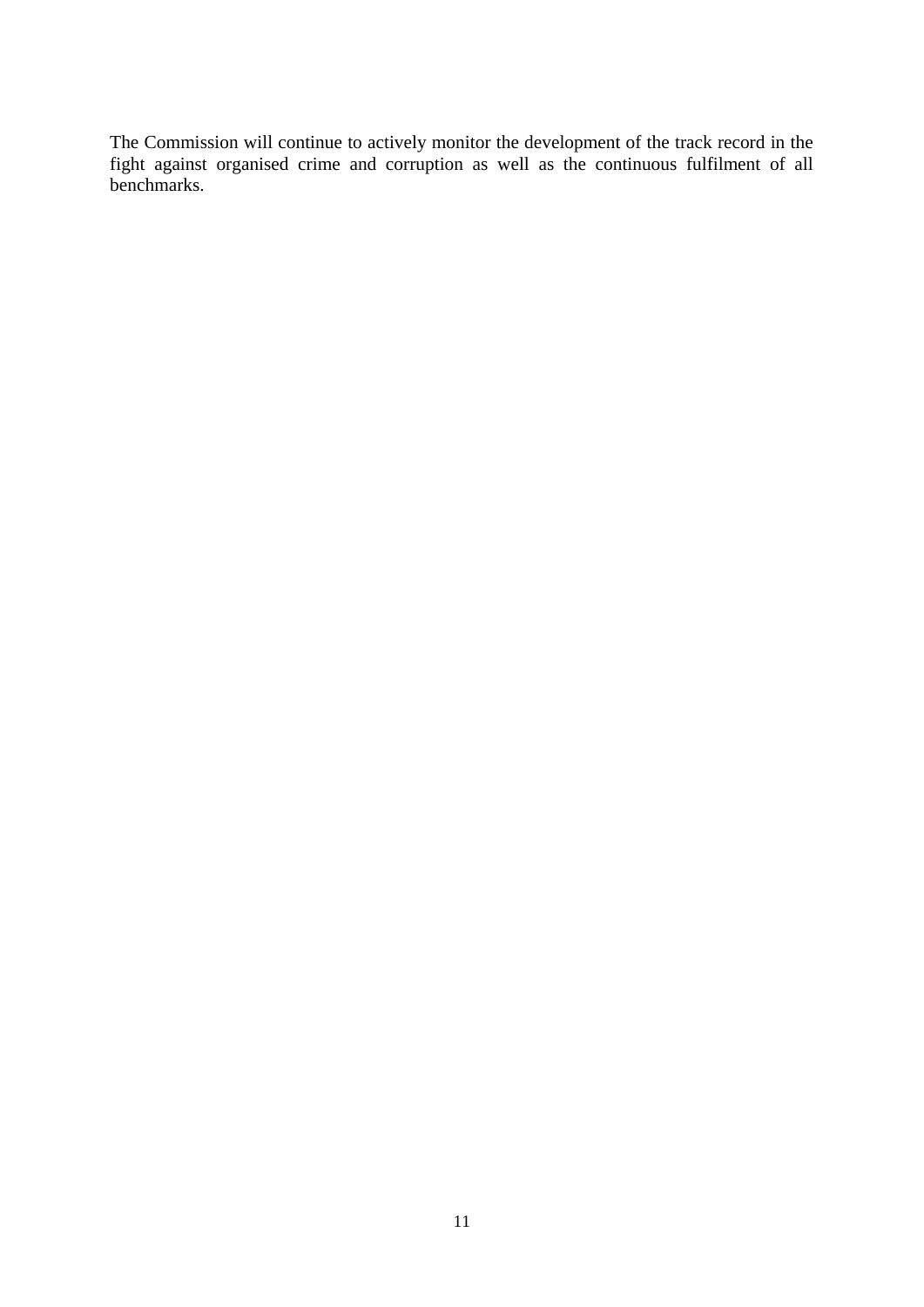The Commission will continue to actively monitor the development of the track record in the fight against organised crime and corruption as well as the continuous fulfilment of all benchmarks.